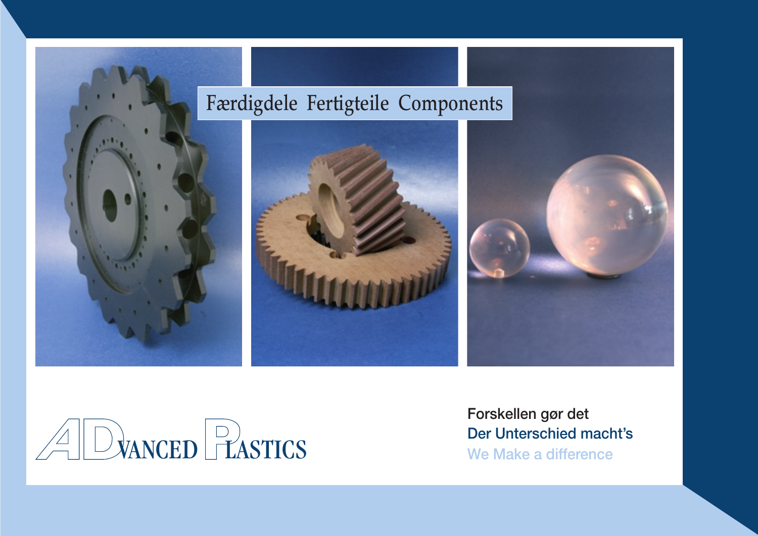# Færdigdele Fertigteile Components

ADVANCED PLASTICS

Forskellen gør det

Der Unterschied macht's

We Make a difference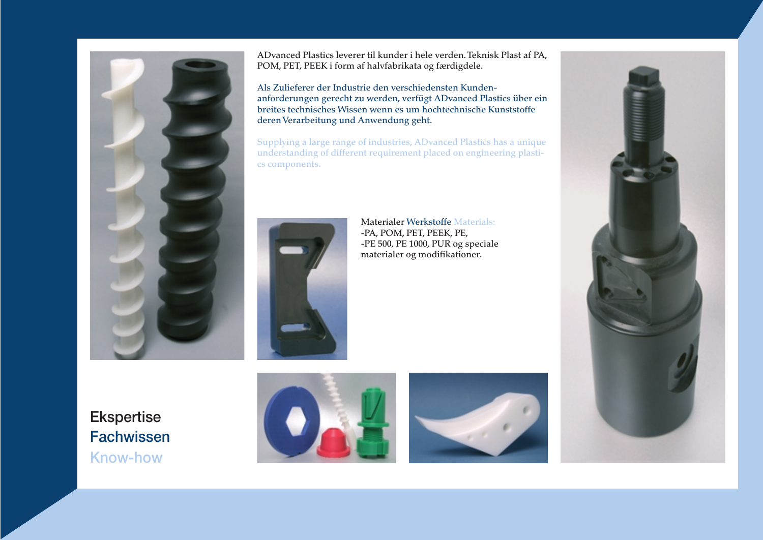ADvanced Plastics leverer til kunder i hele verden. Teknisk Plast af PA, POM, PET, PEEK i form af halvfabrikata og færdigdele.

Als Zulieferer der Industrie den verschiedensten Kunden-anforderungen gerecht zu werden, verfügt ADvanced Plastics über ein breites technisches Wissen wenn es um hochtechnische Kunststoffe deren Verarbeitung und Anwendung geht.

Supplying a large range of industries, ADvanced Plastics has a unique understanding of different requirement placed on engineering plastics components.

Materialer Werkstoffe Materials:
-PA, POM, PET, PEEK, PE,
-PE 500, PE 1000, PUR og speciale materialer og modifikationer.

## Ekspertise
## Fachwissen
## Know-how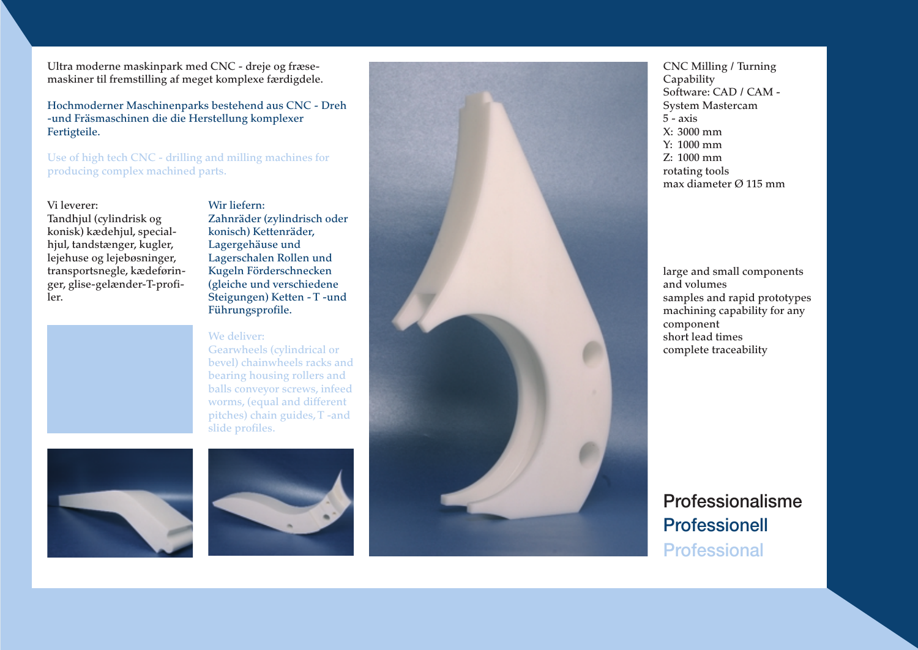Ultra moderne maskinpark med CNC - dreje og fræse-maskiner til fremstilling af meget komplexe færdigdele.

Hochmoderner Maschinenparks bestehend aus CNC - Dreh -und Fräsmaschinen die die Herstellung komplexer Fertigteile.

Use of high tech CNC - drilling and milling machines for producing complex machined parts.

Vi leverer:
Tandhjul (cylindrisk og konisk) kædehjul, specialhjul, tandstænger, kugler, lejehuse og lejebøsninger, transportsnegle, kædeføringer, glise-gelænder-T-profiler.

Wir liefern:
Zahnräder (zylindrisch oder konisch) Kettenräder, Lagergehäuse und Lagerschalen Rollen und Kugeln Förderschnecken (gleiche und verschiedene Steigungen) Ketten - T -und Führungsprofile.

We deliver:
Gearwheels (cylindrical or bevel) chainwheels racks and bearing housing rollers and balls conveyor screws, infeed worms, (equal and different pitches) chain guides, T -and slide profiles.

CNC Milling / Turning Capability
Software: CAD / CAM - System Mastercam
5 - axis
X: 3000 mm
Y: 1000 mm
Z: 1000 mm
rotating tools
max diameter Ø 115 mm

large and small components and volumes
samples and rapid prototypes
machining capability for any component
short lead times
complete traceability

## Professionalisme
## Professionell
## Professional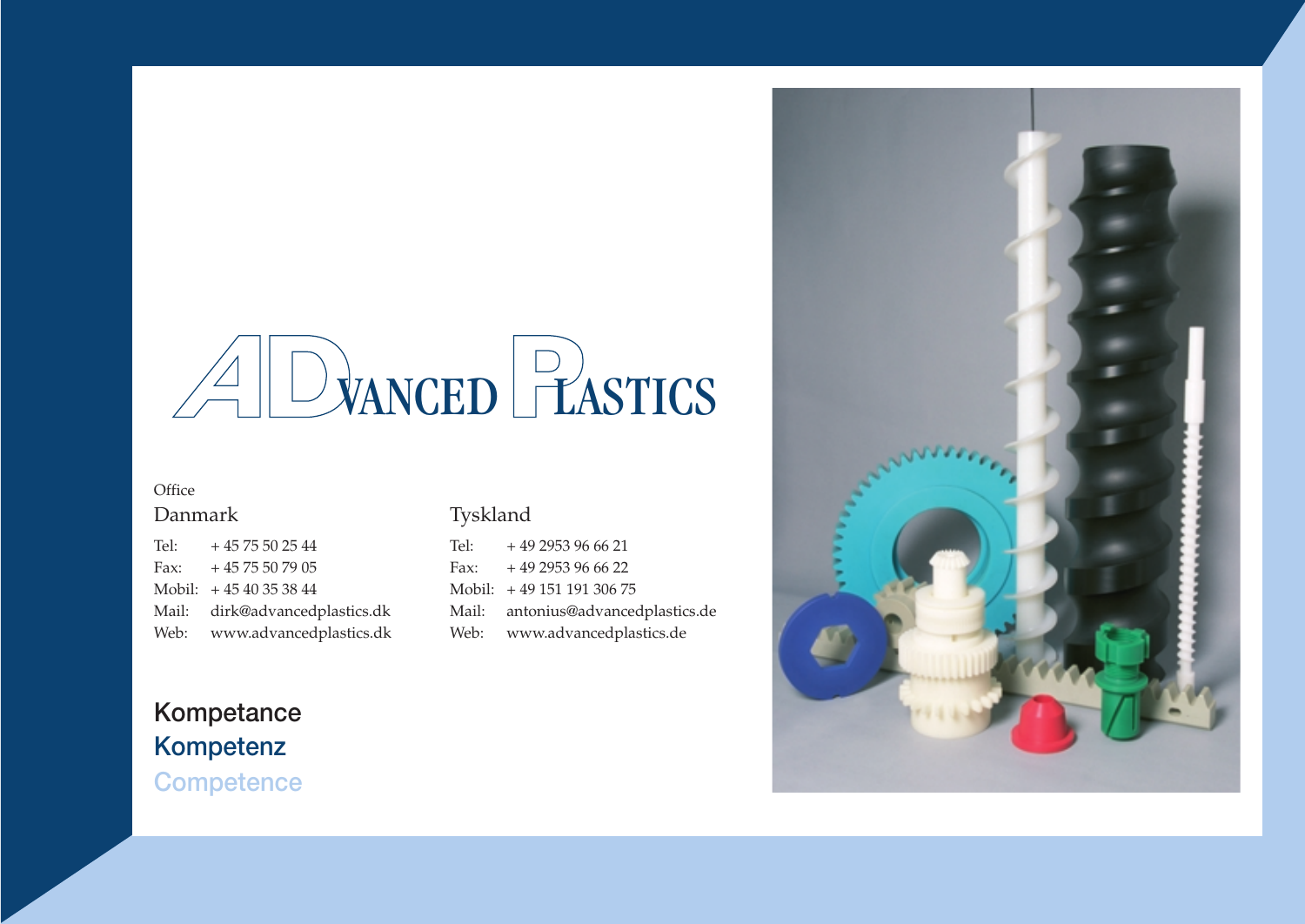# ADVANCED PLASTICS

Office

**Danmark**

Tel: + 45 75 50 25 44
Fax: + 45 75 50 79 05
Mobil: + 45 40 35 38 44
Mail: dirk@advancedplastics.dk
Web: www.advancedplastics.dk

**Tyskland**

Tel: + 49 2953 96 66 21
Fax: + 49 2953 96 66 22
Mobil: + 49 151 191 306 75
Mail: antonius@advancedplastics.de
Web: www.advancedplastics.de

**Kompetance**
**Kompetenz**
**Competence**